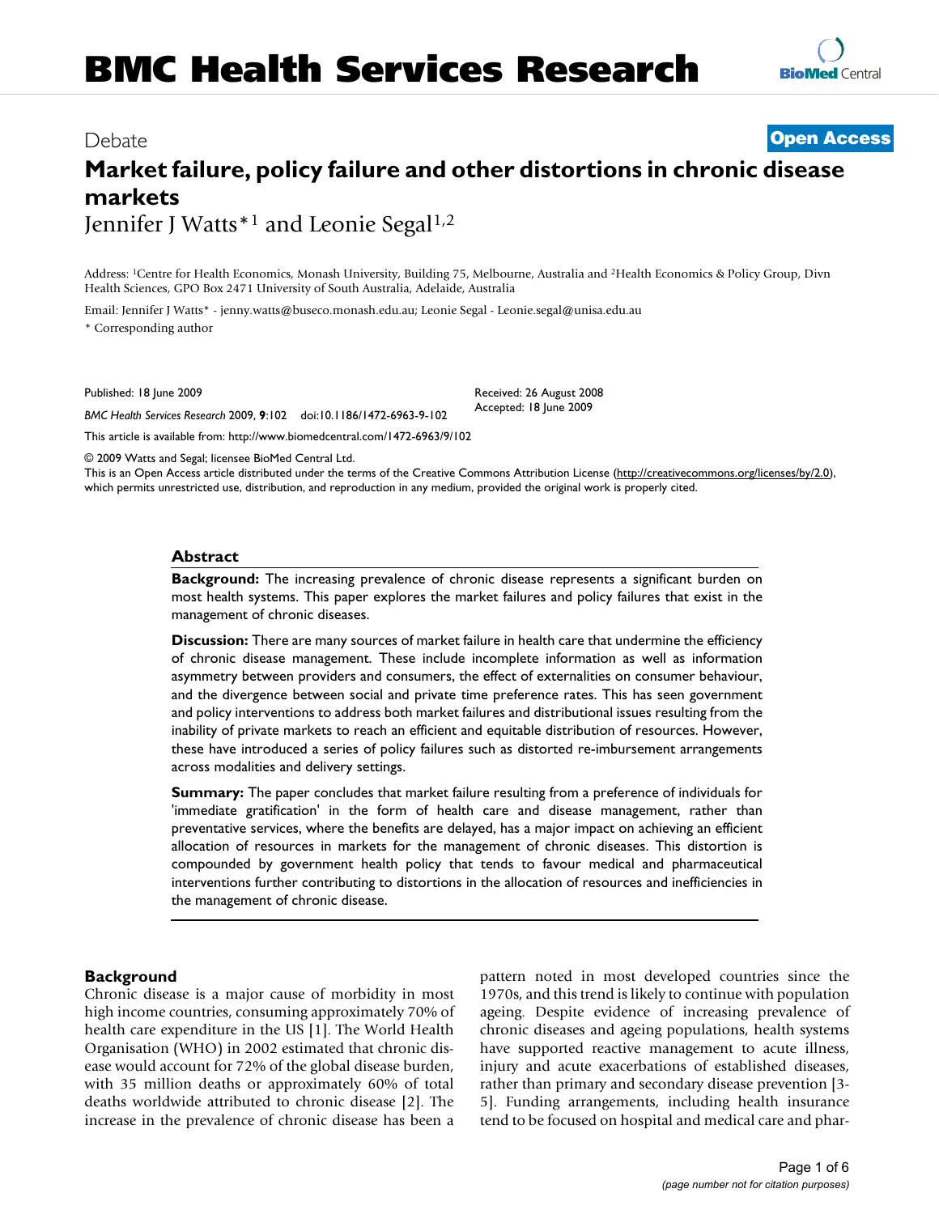BMC Health Services Research

Debate

Open Access

# Market failure, policy failure and other distortions in chronic disease markets

Jennifer J Watts*[1] and Leonie Segal[1,2]

Address: [1]Centre for Health Economics, Monash University, Building 75, Melbourne, Australia and [2]Health Economics & Policy Group, Divn Health Sciences, GPO Box 2471 University of South Australia, Adelaide, Australia

Email: Jennifer J Watts* - jenny.watts@buseco.monash.edu.au; Leonie Segal - Leonie.segal@unisa.edu.au

* Corresponding author

Published: 18 June 2009

*BMC Health Services Research* 2009, **9**:102 doi:10.1186/1472-6963-9-102

Received: 26 August 2008
Accepted: 18 June 2009

This article is available from: http://www.biomedcentral.com/1472-6963/9/102

© 2009 Watts and Segal; licensee BioMed Central Ltd.
This is an Open Access article distributed under the terms of the Creative Commons Attribution License (http://creativecommons.org/licenses/by/2.0), which permits unrestricted use, distribution, and reproduction in any medium, provided the original work is properly cited.

## Abstract

**Background:** The increasing prevalence of chronic disease represents a significant burden on most health systems. This paper explores the market failures and policy failures that exist in the management of chronic diseases.

**Discussion:** There are many sources of market failure in health care that undermine the efficiency of chronic disease management. These include incomplete information as well as information asymmetry between providers and consumers, the effect of externalities on consumer behaviour, and the divergence between social and private time preference rates. This has seen government and policy interventions to address both market failures and distributional issues resulting from the inability of private markets to reach an efficient and equitable distribution of resources. However, these have introduced a series of policy failures such as distorted re-imbursement arrangements across modalities and delivery settings.

**Summary:** The paper concludes that market failure resulting from a preference of individuals for 'immediate gratification' in the form of health care and disease management, rather than preventative services, where the benefits are delayed, has a major impact on achieving an efficient allocation of resources in markets for the management of chronic diseases. This distortion is compounded by government health policy that tends to favour medical and pharmaceutical interventions further contributing to distortions in the allocation of resources and inefficiencies in the management of chronic disease.

## Background

Chronic disease is a major cause of morbidity in most high income countries, consuming approximately 70% of health care expenditure in the US [1]. The World Health Organisation (WHO) in 2002 estimated that chronic disease would account for 72% of the global disease burden, with 35 million deaths or approximately 60% of total deaths worldwide attributed to chronic disease [2]. The increase in the prevalence of chronic disease has been a pattern noted in most developed countries since the 1970s, and this trend is likely to continue with population ageing. Despite evidence of increasing prevalence of chronic diseases and ageing populations, health systems have supported reactive management to acute illness, injury and acute exacerbations of established diseases, rather than primary and secondary disease prevention [3-5]. Funding arrangements, including health insurance tend to be focused on hospital and medical care and phar-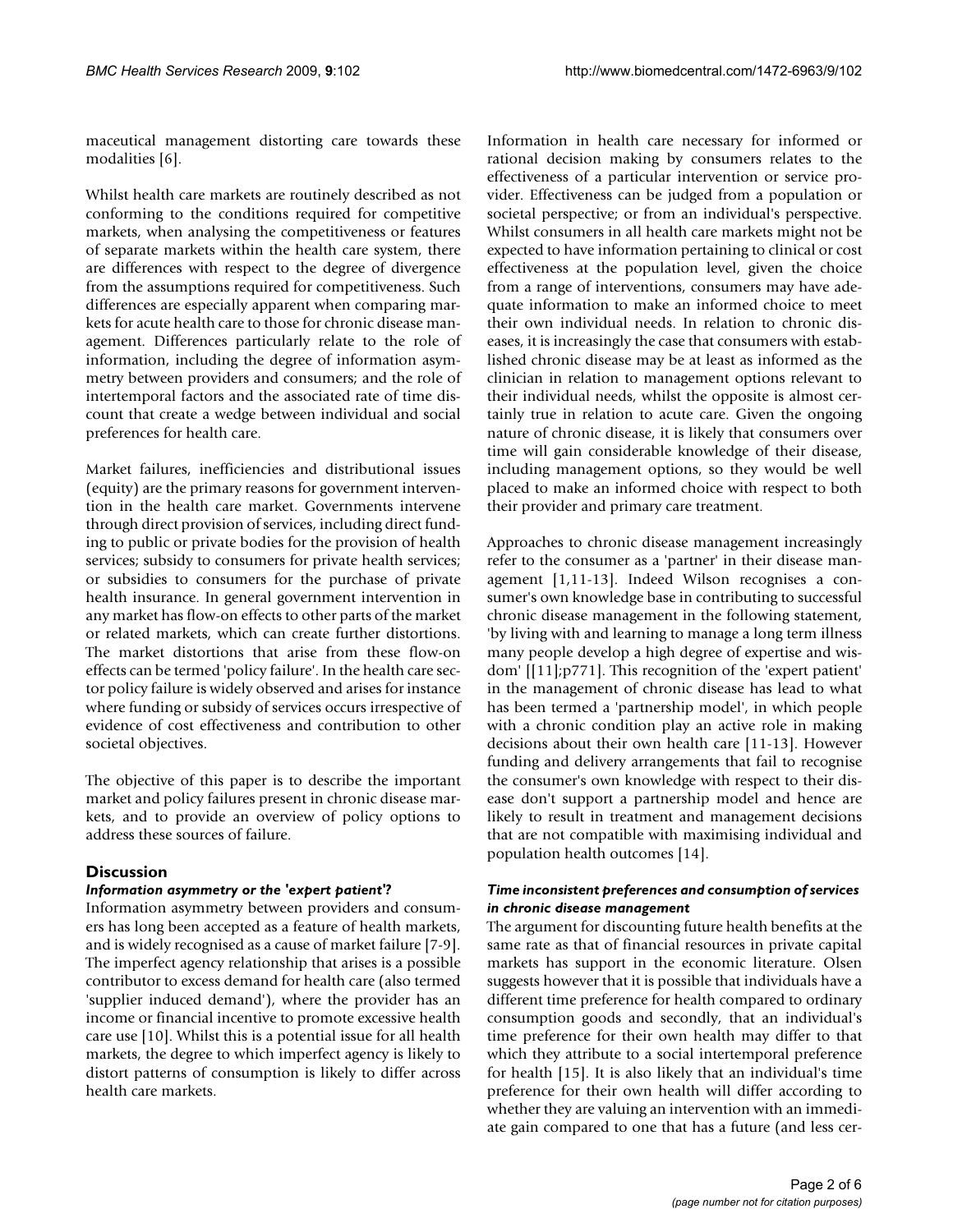maceutical management distorting care towards these modalities [6].

Whilst health care markets are routinely described as not conforming to the conditions required for competitive markets, when analysing the competitiveness or features of separate markets within the health care system, there are differences with respect to the degree of divergence from the assumptions required for competitiveness. Such differences are especially apparent when comparing markets for acute health care to those for chronic disease management. Differences particularly relate to the role of information, including the degree of information asymmetry between providers and consumers; and the role of intertemporal factors and the associated rate of time discount that create a wedge between individual and social preferences for health care.

Market failures, inefficiencies and distributional issues (equity) are the primary reasons for government intervention in the health care market. Governments intervene through direct provision of services, including direct funding to public or private bodies for the provision of health services; subsidy to consumers for private health services; or subsidies to consumers for the purchase of private health insurance. In general government intervention in any market has flow-on effects to other parts of the market or related markets, which can create further distortions. The market distortions that arise from these flow-on effects can be termed 'policy failure'. In the health care sector policy failure is widely observed and arises for instance where funding or subsidy of services occurs irrespective of evidence of cost effectiveness and contribution to other societal objectives.

The objective of this paper is to describe the important market and policy failures present in chronic disease markets, and to provide an overview of policy options to address these sources of failure.

## Discussion

### *Information asymmetry or the 'expert patient'?*

Information asymmetry between providers and consumers has long been accepted as a feature of health markets, and is widely recognised as a cause of market failure [7-9]. The imperfect agency relationship that arises is a possible contributor to excess demand for health care (also termed 'supplier induced demand'), where the provider has an income or financial incentive to promote excessive health care use [10]. Whilst this is a potential issue for all health markets, the degree to which imperfect agency is likely to distort patterns of consumption is likely to differ across health care markets.

Information in health care necessary for informed or rational decision making by consumers relates to the effectiveness of a particular intervention or service provider. Effectiveness can be judged from a population or societal perspective; or from an individual's perspective. Whilst consumers in all health care markets might not be expected to have information pertaining to clinical or cost effectiveness at the population level, given the choice from a range of interventions, consumers may have adequate information to make an informed choice to meet their own individual needs. In relation to chronic diseases, it is increasingly the case that consumers with established chronic disease may be at least as informed as the clinician in relation to management options relevant to their individual needs, whilst the opposite is almost certainly true in relation to acute care. Given the ongoing nature of chronic disease, it is likely that consumers over time will gain considerable knowledge of their disease, including management options, so they would be well placed to make an informed choice with respect to both their provider and primary care treatment.

Approaches to chronic disease management increasingly refer to the consumer as a 'partner' in their disease management [1,11-13]. Indeed Wilson recognises a consumer's own knowledge base in contributing to successful chronic disease management in the following statement, 'by living with and learning to manage a long term illness many people develop a high degree of expertise and wisdom' [[11];p771]. This recognition of the 'expert patient' in the management of chronic disease has lead to what has been termed a 'partnership model', in which people with a chronic condition play an active role in making decisions about their own health care [11-13]. However funding and delivery arrangements that fail to recognise the consumer's own knowledge with respect to their disease don't support a partnership model and hence are likely to result in treatment and management decisions that are not compatible with maximising individual and population health outcomes [14].

### *Time inconsistent preferences and consumption of services in chronic disease management*

The argument for discounting future health benefits at the same rate as that of financial resources in private capital markets has support in the economic literature. Olsen suggests however that it is possible that individuals have a different time preference for health compared to ordinary consumption goods and secondly, that an individual's time preference for their own health may differ to that which they attribute to a social intertemporal preference for health [15]. It is also likely that an individual's time preference for their own health will differ according to whether they are valuing an intervention with an immediate gain compared to one that has a future (and less cer-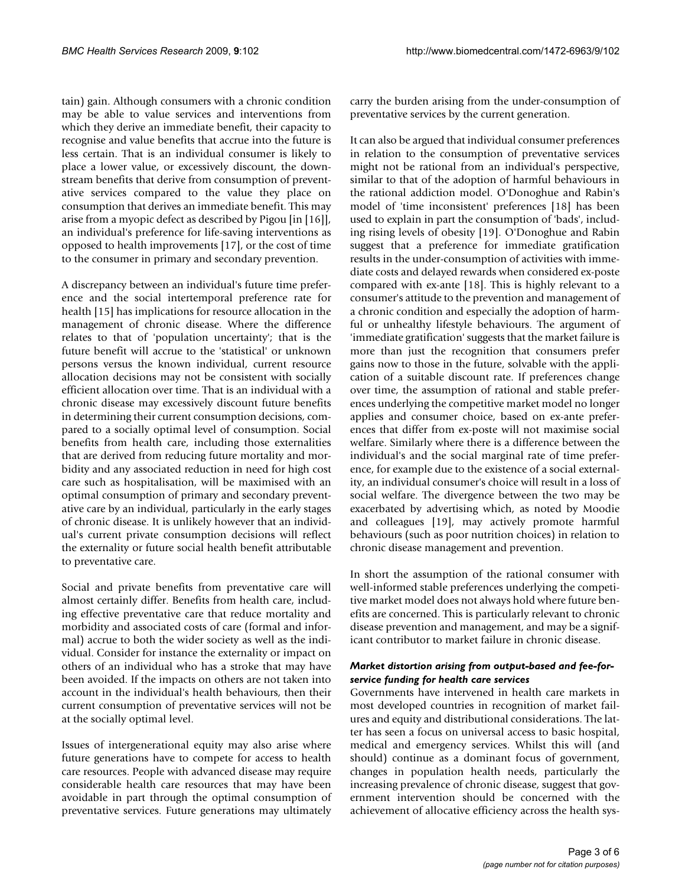tain) gain. Although consumers with a chronic condition may be able to value services and interventions from which they derive an immediate benefit, their capacity to recognise and value benefits that accrue into the future is less certain. That is an individual consumer is likely to place a lower value, or excessively discount, the downstream benefits that derive from consumption of preventative services compared to the value they place on consumption that derives an immediate benefit. This may arise from a myopic defect as described by Pigou [in [16]], an individual's preference for life-saving interventions as opposed to health improvements [17], or the cost of time to the consumer in primary and secondary prevention.

A discrepancy between an individual's future time preference and the social intertemporal preference rate for health [15] has implications for resource allocation in the management of chronic disease. Where the difference relates to that of 'population uncertainty'; that is the future benefit will accrue to the 'statistical' or unknown persons versus the known individual, current resource allocation decisions may not be consistent with socially efficient allocation over time. That is an individual with a chronic disease may excessively discount future benefits in determining their current consumption decisions, compared to a socially optimal level of consumption. Social benefits from health care, including those externalities that are derived from reducing future mortality and morbidity and any associated reduction in need for high cost care such as hospitalisation, will be maximised with an optimal consumption of primary and secondary preventative care by an individual, particularly in the early stages of chronic disease. It is unlikely however that an individual's current private consumption decisions will reflect the externality or future social health benefit attributable to preventative care.

Social and private benefits from preventative care will almost certainly differ. Benefits from health care, including effective preventative care that reduce mortality and morbidity and associated costs of care (formal and informal) accrue to both the wider society as well as the individual. Consider for instance the externality or impact on others of an individual who has a stroke that may have been avoided. If the impacts on others are not taken into account in the individual's health behaviours, then their current consumption of preventative services will not be at the socially optimal level.

Issues of intergenerational equity may also arise where future generations have to compete for access to health care resources. People with advanced disease may require considerable health care resources that may have been avoidable in part through the optimal consumption of preventative services. Future generations may ultimately carry the burden arising from the under-consumption of preventative services by the current generation.

It can also be argued that individual consumer preferences in relation to the consumption of preventative services might not be rational from an individual's perspective, similar to that of the adoption of harmful behaviours in the rational addiction model. O'Donoghue and Rabin's model of 'time inconsistent' preferences [18] has been used to explain in part the consumption of 'bads', including rising levels of obesity [19]. O'Donoghue and Rabin suggest that a preference for immediate gratification results in the under-consumption of activities with immediate costs and delayed rewards when considered ex-poste compared with ex-ante [18]. This is highly relevant to a consumer's attitude to the prevention and management of a chronic condition and especially the adoption of harmful or unhealthy lifestyle behaviours. The argument of 'immediate gratification' suggests that the market failure is more than just the recognition that consumers prefer gains now to those in the future, solvable with the application of a suitable discount rate. If preferences change over time, the assumption of rational and stable preferences underlying the competitive market model no longer applies and consumer choice, based on ex-ante preferences that differ from ex-poste will not maximise social welfare. Similarly where there is a difference between the individual's and the social marginal rate of time preference, for example due to the existence of a social externality, an individual consumer's choice will result in a loss of social welfare. The divergence between the two may be exacerbated by advertising which, as noted by Moodie and colleagues [19], may actively promote harmful behaviours (such as poor nutrition choices) in relation to chronic disease management and prevention.

In short the assumption of the rational consumer with well-informed stable preferences underlying the competitive market model does not always hold where future benefits are concerned. This is particularly relevant to chronic disease prevention and management, and may be a significant contributor to market failure in chronic disease.

### *Market distortion arising from output-based and fee-for-service funding for health care services*

Governments have intervened in health care markets in most developed countries in recognition of market failures and equity and distributional considerations. The latter has seen a focus on universal access to basic hospital, medical and emergency services. Whilst this will (and should) continue as a dominant focus of government, changes in population health needs, particularly the increasing prevalence of chronic disease, suggest that government intervention should be concerned with the achievement of allocative efficiency across the health sys-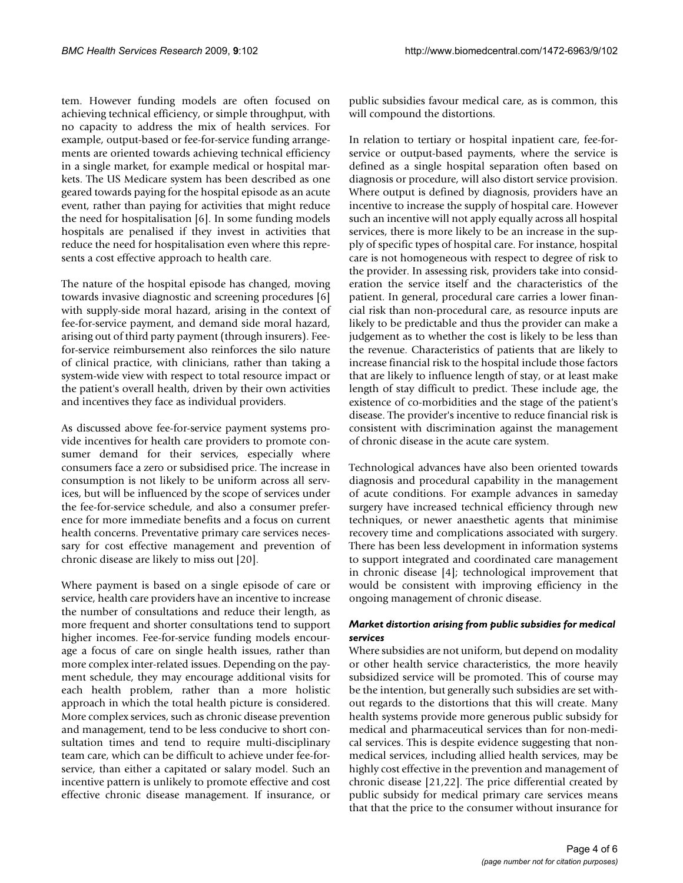tem. However funding models are often focused on achieving technical efficiency, or simple throughput, with no capacity to address the mix of health services. For example, output-based or fee-for-service funding arrangements are oriented towards achieving technical efficiency in a single market, for example medical or hospital markets. The US Medicare system has been described as one geared towards paying for the hospital episode as an acute event, rather than paying for activities that might reduce the need for hospitalisation [6]. In some funding models hospitals are penalised if they invest in activities that reduce the need for hospitalisation even where this represents a cost effective approach to health care.

The nature of the hospital episode has changed, moving towards invasive diagnostic and screening procedures [6] with supply-side moral hazard, arising in the context of fee-for-service payment, and demand side moral hazard, arising out of third party payment (through insurers). Fee-for-service reimbursement also reinforces the silo nature of clinical practice, with clinicians, rather than taking a system-wide view with respect to total resource impact or the patient's overall health, driven by their own activities and incentives they face as individual providers.

As discussed above fee-for-service payment systems provide incentives for health care providers to promote consumer demand for their services, especially where consumers face a zero or subsidised price. The increase in consumption is not likely to be uniform across all services, but will be influenced by the scope of services under the fee-for-service schedule, and also a consumer preference for more immediate benefits and a focus on current health concerns. Preventative primary care services necessary for cost effective management and prevention of chronic disease are likely to miss out [20].

Where payment is based on a single episode of care or service, health care providers have an incentive to increase the number of consultations and reduce their length, as more frequent and shorter consultations tend to support higher incomes. Fee-for-service funding models encourage a focus of care on single health issues, rather than more complex inter-related issues. Depending on the payment schedule, they may encourage additional visits for each health problem, rather than a more holistic approach in which the total health picture is considered. More complex services, such as chronic disease prevention and management, tend to be less conducive to short consultation times and tend to require multi-disciplinary team care, which can be difficult to achieve under fee-for-service, than either a capitated or salary model. Such an incentive pattern is unlikely to promote effective and cost effective chronic disease management. If insurance, or public subsidies favour medical care, as is common, this will compound the distortions.

In relation to tertiary or hospital inpatient care, fee-for-service or output-based payments, where the service is defined as a single hospital separation often based on diagnosis or procedure, will also distort service provision. Where output is defined by diagnosis, providers have an incentive to increase the supply of hospital care. However such an incentive will not apply equally across all hospital services, there is more likely to be an increase in the supply of specific types of hospital care. For instance, hospital care is not homogeneous with respect to degree of risk to the provider. In assessing risk, providers take into consideration the service itself and the characteristics of the patient. In general, procedural care carries a lower financial risk than non-procedural care, as resource inputs are likely to be predictable and thus the provider can make a judgement as to whether the cost is likely to be less than the revenue. Characteristics of patients that are likely to increase financial risk to the hospital include those factors that are likely to influence length of stay, or at least make length of stay difficult to predict. These include age, the existence of co-morbidities and the stage of the patient's disease. The provider's incentive to reduce financial risk is consistent with discrimination against the management of chronic disease in the acute care system.

Technological advances have also been oriented towards diagnosis and procedural capability in the management of acute conditions. For example advances in sameday surgery have increased technical efficiency through new techniques, or newer anaesthetic agents that minimise recovery time and complications associated with surgery. There has been less development in information systems to support integrated and coordinated care management in chronic disease [4]; technological improvement that would be consistent with improving efficiency in the ongoing management of chronic disease.

### *Market distortion arising from public subsidies for medical services*

Where subsidies are not uniform, but depend on modality or other health service characteristics, the more heavily subsidized service will be promoted. This of course may be the intention, but generally such subsidies are set without regards to the distortions that this will create. Many health systems provide more generous public subsidy for medical and pharmaceutical services than for non-medical services. This is despite evidence suggesting that non-medical services, including allied health services, may be highly cost effective in the prevention and management of chronic disease [21,22]. The price differential created by public subsidy for medical primary care services means that that the price to the consumer without insurance for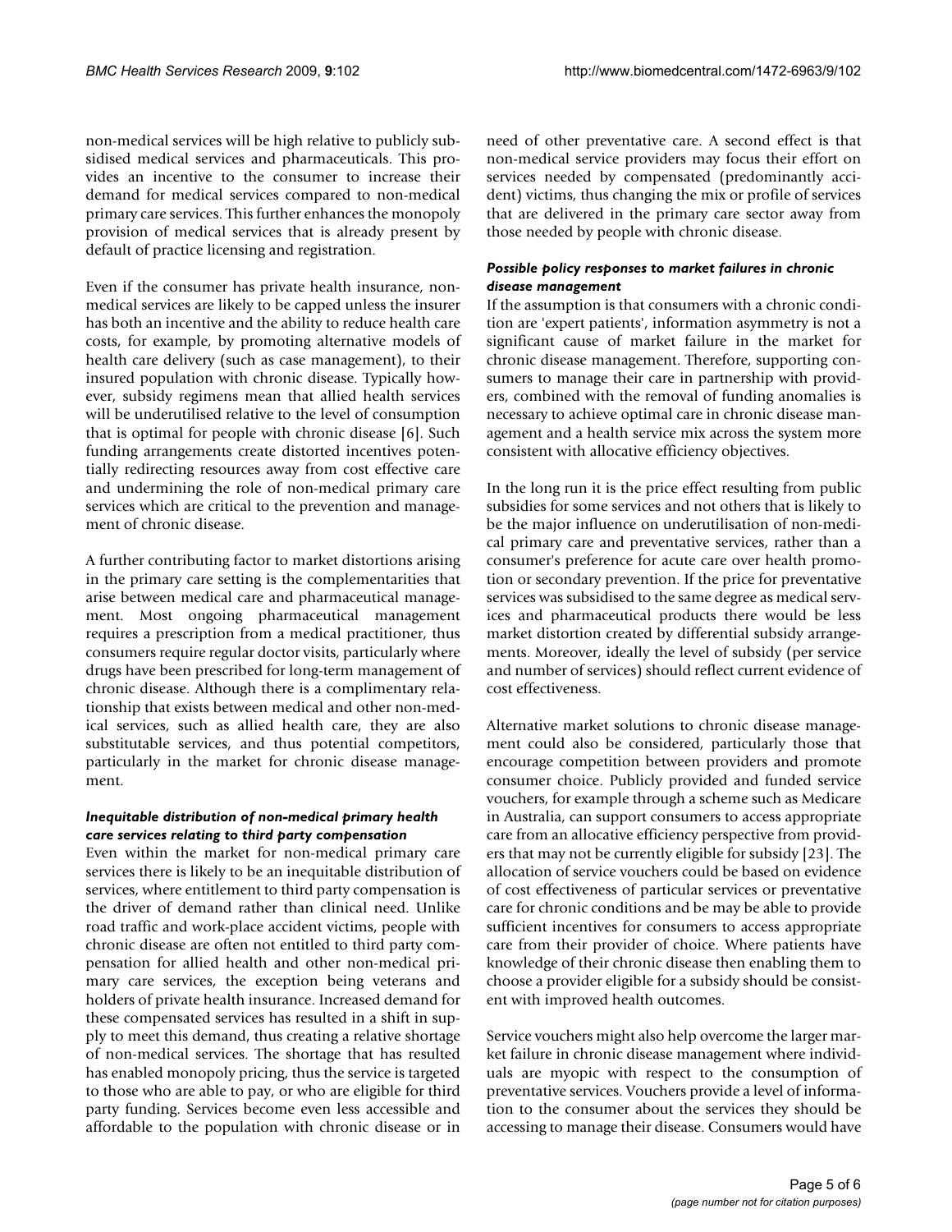non-medical services will be high relative to publicly subsidised medical services and pharmaceuticals. This provides an incentive to the consumer to increase their demand for medical services compared to non-medical primary care services. This further enhances the monopoly provision of medical services that is already present by default of practice licensing and registration.

Even if the consumer has private health insurance, non-medical services are likely to be capped unless the insurer has both an incentive and the ability to reduce health care costs, for example, by promoting alternative models of health care delivery (such as case management), to their insured population with chronic disease. Typically however, subsidy regimens mean that allied health services will be underutilised relative to the level of consumption that is optimal for people with chronic disease [6]. Such funding arrangements create distorted incentives potentially redirecting resources away from cost effective care and undermining the role of non-medical primary care services which are critical to the prevention and management of chronic disease.

A further contributing factor to market distortions arising in the primary care setting is the complementarities that arise between medical care and pharmaceutical management. Most ongoing pharmaceutical management requires a prescription from a medical practitioner, thus consumers require regular doctor visits, particularly where drugs have been prescribed for long-term management of chronic disease. Although there is a complimentary relationship that exists between medical and other non-medical services, such as allied health care, they are also substitutable services, and thus potential competitors, particularly in the market for chronic disease management.

#### *Inequitable distribution of non-medical primary health care services relating to third party compensation*

Even within the market for non-medical primary care services there is likely to be an inequitable distribution of services, where entitlement to third party compensation is the driver of demand rather than clinical need. Unlike road traffic and work-place accident victims, people with chronic disease are often not entitled to third party compensation for allied health and other non-medical primary care services, the exception being veterans and holders of private health insurance. Increased demand for these compensated services has resulted in a shift in supply to meet this demand, thus creating a relative shortage of non-medical services. The shortage that has resulted has enabled monopoly pricing, thus the service is targeted to those who are able to pay, or who are eligible for third party funding. Services become even less accessible and affordable to the population with chronic disease or in need of other preventative care. A second effect is that non-medical service providers may focus their effort on services needed by compensated (predominantly accident) victims, thus changing the mix or profile of services that are delivered in the primary care sector away from those needed by people with chronic disease.

#### *Possible policy responses to market failures in chronic disease management*

If the assumption is that consumers with a chronic condition are 'expert patients', information asymmetry is not a significant cause of market failure in the market for chronic disease management. Therefore, supporting consumers to manage their care in partnership with providers, combined with the removal of funding anomalies is necessary to achieve optimal care in chronic disease management and a health service mix across the system more consistent with allocative efficiency objectives.

In the long run it is the price effect resulting from public subsidies for some services and not others that is likely to be the major influence on underutilisation of non-medical primary care and preventative services, rather than a consumer's preference for acute care over health promotion or secondary prevention. If the price for preventative services was subsidised to the same degree as medical services and pharmaceutical products there would be less market distortion created by differential subsidy arrangements. Moreover, ideally the level of subsidy (per service and number of services) should reflect current evidence of cost effectiveness.

Alternative market solutions to chronic disease management could also be considered, particularly those that encourage competition between providers and promote consumer choice. Publicly provided and funded service vouchers, for example through a scheme such as Medicare in Australia, can support consumers to access appropriate care from an allocative efficiency perspective from providers that may not be currently eligible for subsidy [23]. The allocation of service vouchers could be based on evidence of cost effectiveness of particular services or preventative care for chronic conditions and be may be able to provide sufficient incentives for consumers to access appropriate care from their provider of choice. Where patients have knowledge of their chronic disease then enabling them to choose a provider eligible for a subsidy should be consistent with improved health outcomes.

Service vouchers might also help overcome the larger market failure in chronic disease management where individuals are myopic with respect to the consumption of preventative services. Vouchers provide a level of information to the consumer about the services they should be accessing to manage their disease. Consumers would have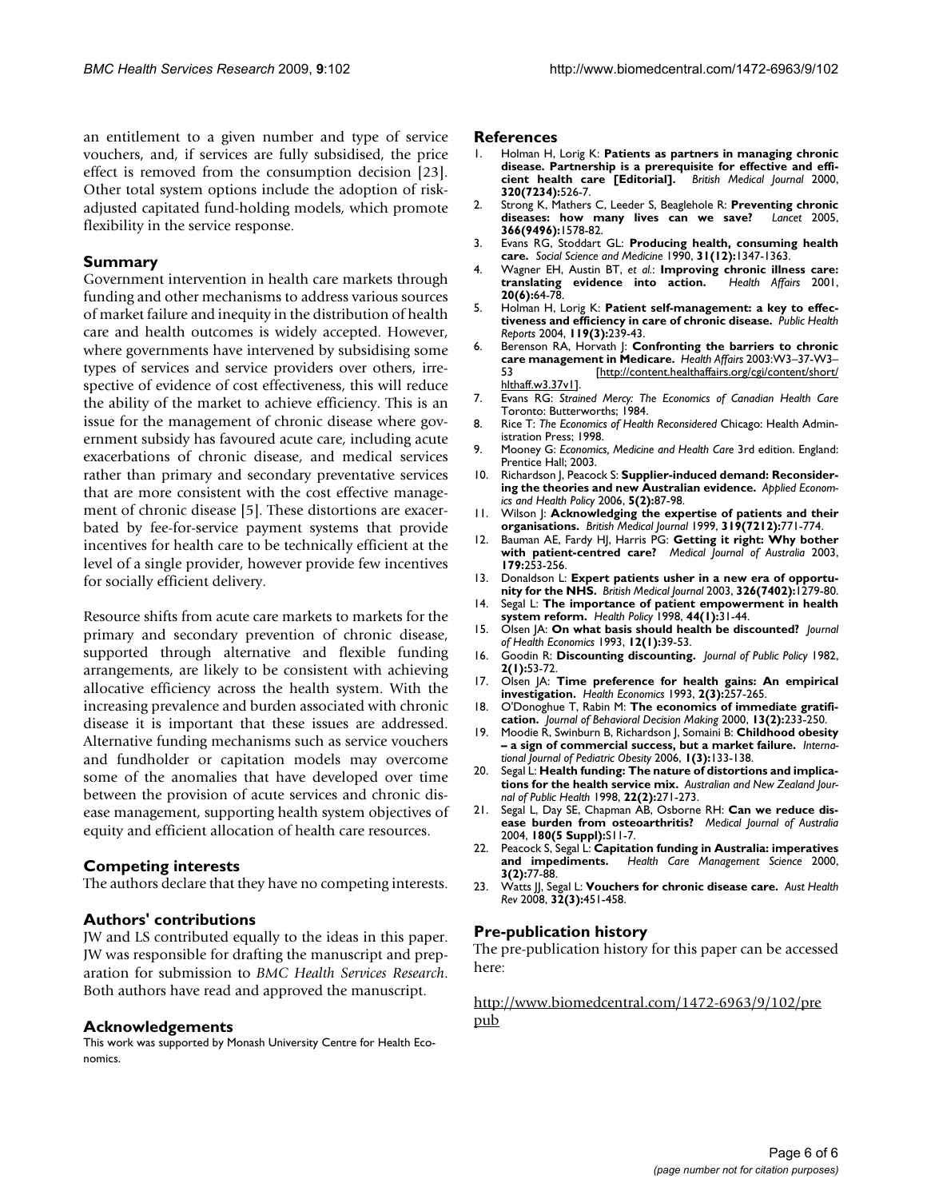an entitlement to a given number and type of service vouchers, and, if services are fully subsidised, the price effect is removed from the consumption decision [23]. Other total system options include the adoption of risk-adjusted capitated fund-holding models, which promote flexibility in the service response.

## Summary

Government intervention in health care markets through funding and other mechanisms to address various sources of market failure and inequity in the distribution of health care and health outcomes is widely accepted. However, where governments have intervened by subsidising some types of services and service providers over others, irrespective of evidence of cost effectiveness, this will reduce the ability of the market to achieve efficiency. This is an issue for the management of chronic disease where government subsidy has favoured acute care, including acute exacerbations of chronic disease, and medical services rather than primary and secondary preventative services that are more consistent with the cost effective management of chronic disease [5]. These distortions are exacerbated by fee-for-service payment systems that provide incentives for health care to be technically efficient at the level of a single provider, however provide few incentives for socially efficient delivery.

Resource shifts from acute care markets to markets for the primary and secondary prevention of chronic disease, supported through alternative and flexible funding arrangements, are likely to be consistent with achieving allocative efficiency across the health system. With the increasing prevalence and burden associated with chronic disease it is important that these issues are addressed. Alternative funding mechanisms such as service vouchers and fundholder or capitation models may overcome some of the anomalies that have developed over time between the provision of acute services and chronic disease management, supporting health system objectives of equity and efficient allocation of health care resources.

## Competing interests

The authors declare that they have no competing interests.

## Authors' contributions

JW and LS contributed equally to the ideas in this paper. JW was responsible for drafting the manuscript and preparation for submission to *BMC Health Services Research*. Both authors have read and approved the manuscript.

## Acknowledgements

This work was supported by Monash University Centre for Health Economics.

## References

1. Holman H, Lorig K: **Patients as partners in managing chronic disease. Partnership is a prerequisite for effective and efficient health care [Editorial].** *British Medical Journal* 2000, **320(7234):**526-7.
2. Strong K, Mathers C, Leeder S, Beaglehole R: **Preventing chronic diseases: how many lives can we save?** *Lancet* 2005, **366(9496):**1578-82.
3. Evans RG, Stoddart GL: **Producing health, consuming health care.** *Social Science and Medicine* 1990, **31(12):**1347-1363.
4. Wagner EH, Austin BT, *et al.*: **Improving chronic illness care: translating evidence into action.** *Health Affairs* 2001, **20(6):**64-78.
5. Holman H, Lorig K: **Patient self-management: a key to effectiveness and efficiency in care of chronic disease.** *Public Health Reports* 2004, **119(3):**239-43.
6. Berenson RA, Horvath J: **Confronting the barriers to chronic care management in Medicare.** *Health Affairs* 2003:W3–37-W3–53 [http://content.healthaffairs.org/cgi/content/short/hlthaff.w3.37v1].
7. Evans RG: *Strained Mercy: The Economics of Canadian Health Care* Toronto: Butterworths; 1984.
8. Rice T: *The Economics of Health Reconsidered* Chicago: Health Administration Press; 1998.
9. Mooney G: *Economics, Medicine and Health Care* 3rd edition. England: Prentice Hall; 2003.
10. Richardson J, Peacock S: **Supplier-induced demand: Reconsidering the theories and new Australian evidence.** *Applied Economics and Health Policy* 2006, **5(2):**87-98.
11. Wilson J: **Acknowledging the expertise of patients and their organisations.** *British Medical Journal* 1999, **319(7212):**771-774.
12. Bauman AE, Fardy HJ, Harris PG: **Getting it right: Why bother with patient-centred care?** *Medical Journal of Australia* 2003, **179:**253-256.
13. Donaldson L: **Expert patients usher in a new era of opportunity for the NHS.** *British Medical Journal* 2003, **326(7402):**1279-80.
14. Segal L: **The importance of patient empowerment in health system reform.** *Health Policy* 1998, **44(1):**31-44.
15. Olsen JA: **On what basis should health be discounted?** *Journal of Health Economics* 1993, **12(1):**39-53.
16. Goodin R: **Discounting discounting.** *Journal of Public Policy* 1982, **2(1):**53-72.
17. Olsen JA: **Time preference for health gains: An empirical investigation.** *Health Economics* 1993, **2(3):**257-265.
18. O'Donoghue T, Rabin M: **The economics of immediate gratification.** *Journal of Behavioral Decision Making* 2000, **13(2):**233-250.
19. Moodie R, Swinburn B, Richardson J, Somaini B: **Childhood obesity – a sign of commercial success, but a market failure.** *International Journal of Pediatric Obesity* 2006, **1(3):**133-138.
20. Segal L: **Health funding: The nature of distortions and implications for the health service mix.** *Australian and New Zealand Journal of Public Health* 1998, **22(2):**271-273.
21. Segal L, Day SE, Chapman AB, Osborne RH: **Can we reduce disease burden from osteoarthritis?** *Medical Journal of Australia* 2004, **180(5 Suppl):**S11-7.
22. Peacock S, Segal L: **Capitation funding in Australia: imperatives and impediments.** *Health Care Management Science* 2000, **3(2):**77-88.
23. Watts JJ, Segal L: **Vouchers for chronic disease care.** *Aust Health Rev* 2008, **32(3):**451-458.

## Pre-publication history

The pre-publication history for this paper can be accessed here:

http://www.biomedcentral.com/1472-6963/9/102/prepub